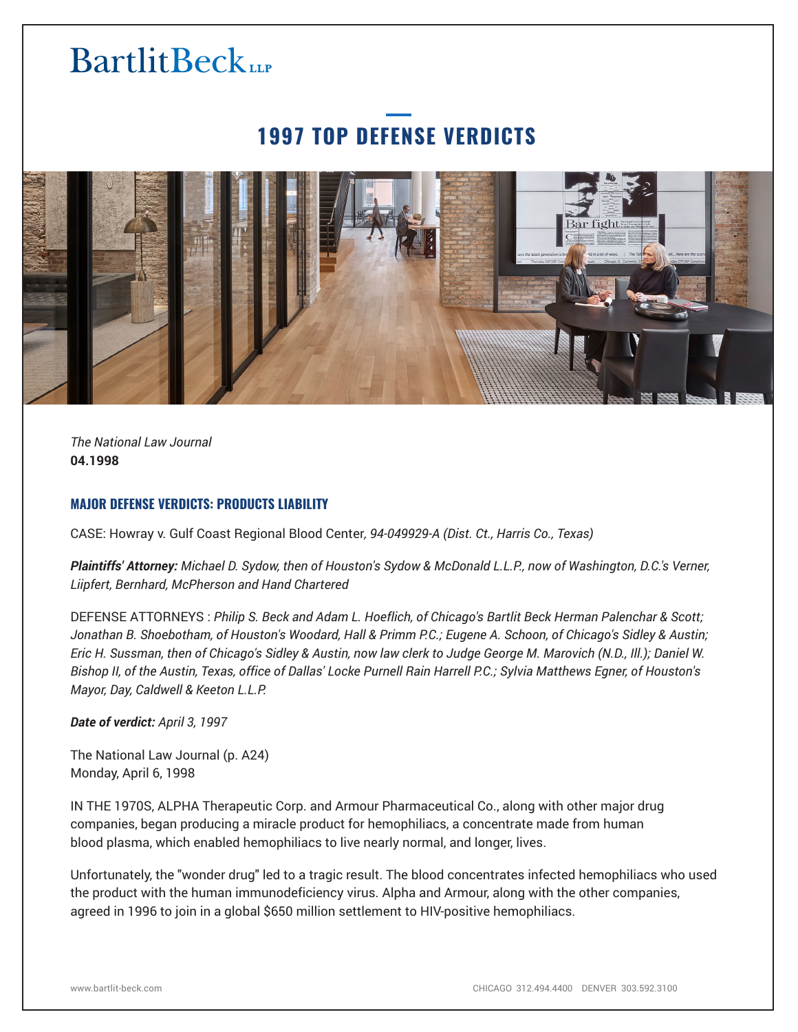BartlitBeck LLP

# 1997 TOP DEFENSE VERDICTS

*The National Law Journal*
**04.1998**

## MAJOR DEFENSE VERDICTS: PRODUCTS LIABILITY

CASE: Howray v. Gulf Coast Regional Blood Center*, 94-049929-A (Dist. Ct., Harris Co., Texas)*

***Plaintiffs' Attorney:** Michael D. Sydow, then of Houston's Sydow & McDonald L.L.P., now of Washington, D.C.'s Verner, Liipfert, Bernhard, McPherson and Hand Chartered*

DEFENSE ATTORNEYS : *Philip S. Beck and Adam L. Hoeflich, of Chicago's Bartlit Beck Herman Palenchar & Scott; Jonathan B. Shoebotham, of Houston's Woodard, Hall & Primm P.C.; Eugene A. Schoon, of Chicago's Sidley & Austin; Eric H. Sussman, then of Chicago's Sidley & Austin, now law clerk to Judge George M. Marovich (N.D., Ill.); Daniel W. Bishop II, of the Austin, Texas, office of Dallas' Locke Purnell Rain Harrell P.C.; Sylvia Matthews Egner, of Houston's Mayor, Day, Caldwell & Keeton L.L.P.*

***Date of verdict:** April 3, 1997*

The National Law Journal (p. A24)
Monday, April 6, 1998

IN THE 1970S, ALPHA Therapeutic Corp. and Armour Pharmaceutical Co., along with other major drug companies, began producing a miracle product for hemophiliacs, a concentrate made from human blood plasma, which enabled hemophiliacs to live nearly normal, and longer, lives.

Unfortunately, the "wonder drug" led to a tragic result. The blood concentrates infected hemophiliacs who used the product with the human immunodeficiency virus. Alpha and Armour, along with the other companies, agreed in 1996 to join in a global $650 million settlement to HIV-positive hemophiliacs.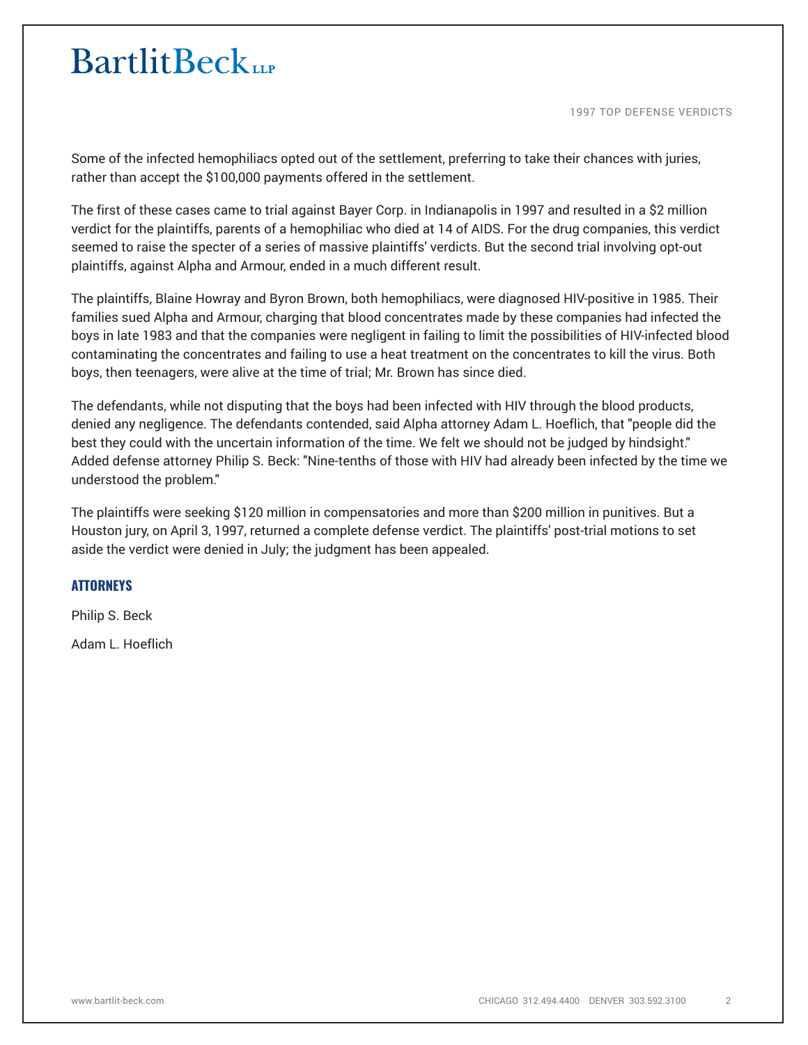Some of the infected hemophiliacs opted out of the settlement, preferring to take their chances with juries, rather than accept the $100,000 payments offered in the settlement.

The first of these cases came to trial against Bayer Corp. in Indianapolis in 1997 and resulted in a $2 million verdict for the plaintiffs, parents of a hemophiliac who died at 14 of AIDS. For the drug companies, this verdict seemed to raise the specter of a series of massive plaintiffs' verdicts. But the second trial involving opt-out plaintiffs, against Alpha and Armour, ended in a much different result.

The plaintiffs, Blaine Howray and Byron Brown, both hemophiliacs, were diagnosed HIV-positive in 1985. Their families sued Alpha and Armour, charging that blood concentrates made by these companies had infected the boys in late 1983 and that the companies were negligent in failing to limit the possibilities of HIV-infected blood contaminating the concentrates and failing to use a heat treatment on the concentrates to kill the virus. Both boys, then teenagers, were alive at the time of trial; Mr. Brown has since died.

The defendants, while not disputing that the boys had been infected with HIV through the blood products, denied any negligence. The defendants contended, said Alpha attorney Adam L. Hoeflich, that "people did the best they could with the uncertain information of the time. We felt we should not be judged by hindsight." Added defense attorney Philip S. Beck: "Nine-tenths of those with HIV had already been infected by the time we understood the problem."

The plaintiffs were seeking $120 million in compensatories and more than $200 million in punitives. But a Houston jury, on April 3, 1997, returned a complete defense verdict. The plaintiffs' post-trial motions to set aside the verdict were denied in July; the judgment has been appealed.

## ATTORNEYS

Philip S. Beck

Adam L. Hoeflich